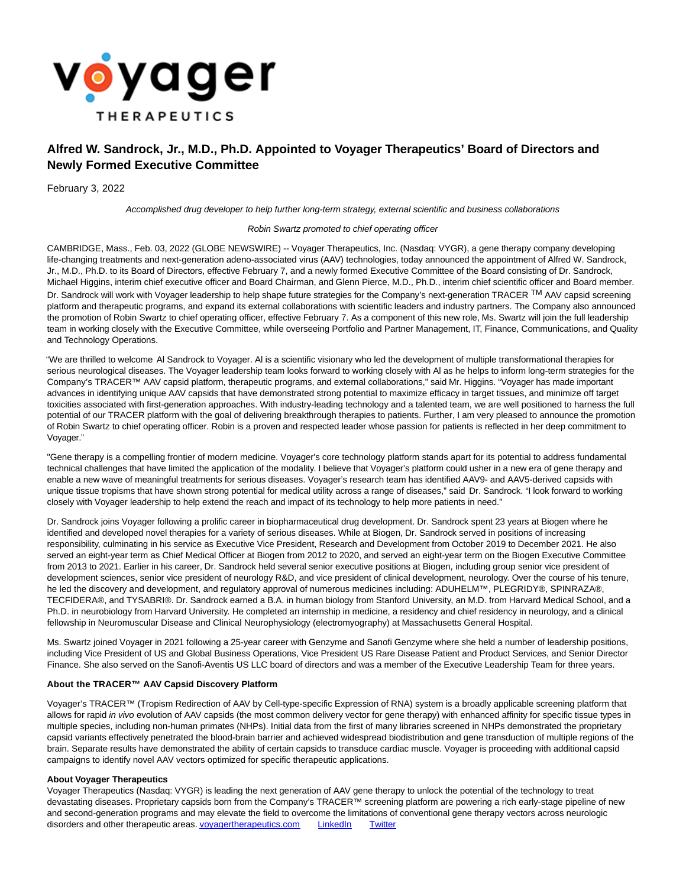# Alfred W. Sandrock, Jr., M.D., Ph.D. Appointed to Voyager Therapeutics' Board of Directors and Newly Formed Executive Committee

February 3, 2022

*Accomplished drug developer to help further long-term strategy, external scientific and business collaborations*

*Robin Swartz promoted to chief operating officer*

CAMBRIDGE, Mass., Feb. 03, 2022 (GLOBE NEWSWIRE) -- Voyager Therapeutics, Inc. (Nasdaq: VYGR), a gene therapy company developing life-changing treatments and next-generation adeno-associated virus (AAV) technologies, today announced the appointment of Alfred W. Sandrock, Jr., M.D., Ph.D. to its Board of Directors, effective February 7, and a newly formed Executive Committee of the Board consisting of Dr. Sandrock, Michael Higgins, interim chief executive officer and Board Chairman, and Glenn Pierce, M.D., Ph.D., interim chief scientific officer and Board member. Dr. Sandrock will work with Voyager leadership to help shape future strategies for the Company's next-generation TRACER ™ AAV capsid screening platform and therapeutic programs, and expand its external collaborations with scientific leaders and industry partners. The Company also announced the promotion of Robin Swartz to chief operating officer, effective February 7. As a component of this new role, Ms. Swartz will join the full leadership team in working closely with the Executive Committee, while overseeing Portfolio and Partner Management, IT, Finance, Communications, and Quality and Technology Operations.

"We are thrilled to welcome Al Sandrock to Voyager. Al is a scientific visionary who led the development of multiple transformational therapies for serious neurological diseases. The Voyager leadership team looks forward to working closely with Al as he helps to inform long-term strategies for the Company's TRACER™ AAV capsid platform, therapeutic programs, and external collaborations," said Mr. Higgins. "Voyager has made important advances in identifying unique AAV capsids that have demonstrated strong potential to maximize efficacy in target tissues, and minimize off target toxicities associated with first-generation approaches. With industry-leading technology and a talented team, we are well positioned to harness the full potential of our TRACER platform with the goal of delivering breakthrough therapies to patients. Further, I am very pleased to announce the promotion of Robin Swartz to chief operating officer. Robin is a proven and respected leader whose passion for patients is reflected in her deep commitment to Voyager."

"Gene therapy is a compelling frontier of modern medicine. Voyager's core technology platform stands apart for its potential to address fundamental technical challenges that have limited the application of the modality. I believe that Voyager's platform could usher in a new era of gene therapy and enable a new wave of meaningful treatments for serious diseases. Voyager's research team has identified AAV9- and AAV5-derived capsids with unique tissue tropisms that have shown strong potential for medical utility across a range of diseases," said Dr. Sandrock. "I look forward to working closely with Voyager leadership to help extend the reach and impact of its technology to help more patients in need."

Dr. Sandrock joins Voyager following a prolific career in biopharmaceutical drug development. Dr. Sandrock spent 23 years at Biogen where he identified and developed novel therapies for a variety of serious diseases. While at Biogen, Dr. Sandrock served in positions of increasing responsibility, culminating in his service as Executive Vice President, Research and Development from October 2019 to December 2021. He also served an eight-year term as Chief Medical Officer at Biogen from 2012 to 2020, and served an eight-year term on the Biogen Executive Committee from 2013 to 2021. Earlier in his career, Dr. Sandrock held several senior executive positions at Biogen, including group senior vice president of development sciences, senior vice president of neurology R&D, and vice president of clinical development, neurology. Over the course of his tenure, he led the discovery and development, and regulatory approval of numerous medicines including: ADUHELM™, PLEGRIDY®, SPINRAZA®, TECFIDERA®, and TYSABRI®. Dr. Sandrock earned a B.A. in human biology from Stanford University, an M.D. from Harvard Medical School, and a Ph.D. in neurobiology from Harvard University. He completed an internship in medicine, a residency and chief residency in neurology, and a clinical fellowship in Neuromuscular Disease and Clinical Neurophysiology (electromyography) at Massachusetts General Hospital.

Ms. Swartz joined Voyager in 2021 following a 25-year career with Genzyme and Sanofi Genzyme where she held a number of leadership positions, including Vice President of US and Global Business Operations, Vice President US Rare Disease Patient and Product Services, and Senior Director Finance. She also served on the Sanofi-Aventis US LLC board of directors and was a member of the Executive Leadership Team for three years.

**About the TRACER™ AAV Capsid Discovery Platform**

Voyager's TRACER™ (Tropism Redirection of AAV by Cell-type-specific Expression of RNA) system is a broadly applicable screening platform that allows for rapid *in vivo* evolution of AAV capsids (the most common delivery vector for gene therapy) with enhanced affinity for specific tissue types in multiple species, including non-human primates (NHPs). Initial data from the first of many libraries screened in NHPs demonstrated the proprietary capsid variants effectively penetrated the blood-brain barrier and achieved widespread biodistribution and gene transduction of multiple regions of the brain. Separate results have demonstrated the ability of certain capsids to transduce cardiac muscle. Voyager is proceeding with additional capsid campaigns to identify novel AAV vectors optimized for specific therapeutic applications.

**About Voyager Therapeutics**

Voyager Therapeutics (Nasdaq: VYGR) is leading the next generation of AAV gene therapy to unlock the potential of the technology to treat devastating diseases. Proprietary capsids born from the Company's TRACER™ screening platform are powering a rich early-stage pipeline of new and second-generation programs and may elevate the field to overcome the limitations of conventional gene therapy vectors across neurologic disorders and other therapeutic areas. voyagertherapeutics.com LinkedIn Twitter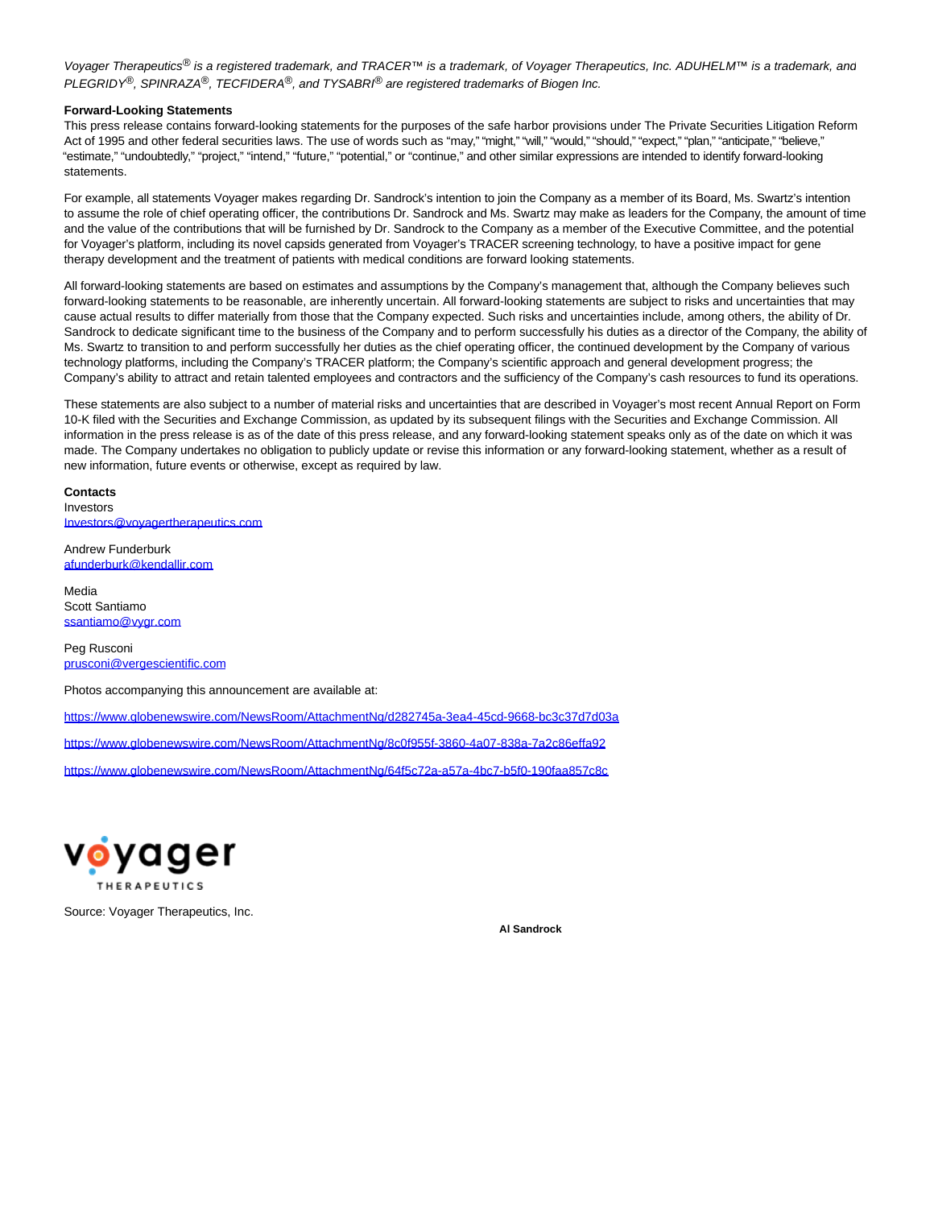*Voyager Therapeutics® is a registered trademark, and TRACER™ is a trademark, of Voyager Therapeutics, Inc. ADUHELM™ is a trademark, and PLEGRIDY®, SPINRAZA®, TECFIDERA®, and TYSABRI® are registered trademarks of Biogen Inc.*

**Forward-Looking Statements**

This press release contains forward-looking statements for the purposes of the safe harbor provisions under The Private Securities Litigation Reform Act of 1995 and other federal securities laws. The use of words such as "may," "might," "will," "would," "should," "expect," "plan," "anticipate," "believe," "estimate," "undoubtedly," "project," "intend," "future," "potential," or "continue," and other similar expressions are intended to identify forward-looking statements.

For example, all statements Voyager makes regarding Dr. Sandrock's intention to join the Company as a member of its Board, Ms. Swartz's intention to assume the role of chief operating officer, the contributions Dr. Sandrock and Ms. Swartz may make as leaders for the Company, the amount of time and the value of the contributions that will be furnished by Dr. Sandrock to the Company as a member of the Executive Committee, and the potential for Voyager's platform, including its novel capsids generated from Voyager's TRACER screening technology, to have a positive impact for gene therapy development and the treatment of patients with medical conditions are forward looking statements.

All forward-looking statements are based on estimates and assumptions by the Company's management that, although the Company believes such forward-looking statements to be reasonable, are inherently uncertain. All forward-looking statements are subject to risks and uncertainties that may cause actual results to differ materially from those that the Company expected. Such risks and uncertainties include, among others, the ability of Dr. Sandrock to dedicate significant time to the business of the Company and to perform successfully his duties as a director of the Company, the ability of Ms. Swartz to transition to and perform successfully her duties as the chief operating officer, the continued development by the Company of various technology platforms, including the Company's TRACER platform; the Company's scientific approach and general development progress; the Company's ability to attract and retain talented employees and contractors and the sufficiency of the Company's cash resources to fund its operations.

These statements are also subject to a number of material risks and uncertainties that are described in Voyager's most recent Annual Report on Form 10-K filed with the Securities and Exchange Commission, as updated by its subsequent filings with the Securities and Exchange Commission. All information in the press release is as of the date of this press release, and any forward-looking statement speaks only as of the date on which it was made. The Company undertakes no obligation to publicly update or revise this information or any forward-looking statement, whether as a result of new information, future events or otherwise, except as required by law.

**Contacts**

Investors
Investors@voyagertherapeutics.com

Andrew Funderburk
afunderburk@kendallir.com

Media
Scott Santiamo
ssantiamo@vygr.com

Peg Rusconi
prusconi@vergescientific.com

Photos accompanying this announcement are available at:

https://www.globenewswire.com/NewsRoom/AttachmentNg/d282745a-3ea4-45cd-9668-bc3c37d7d03a

https://www.globenewswire.com/NewsRoom/AttachmentNg/8c0f955f-3860-4a07-838a-7a2c86effa92

https://www.globenewswire.com/NewsRoom/AttachmentNg/64f5c72a-a57a-4bc7-b5f0-190faa857c8c

voyager THERAPEUTICS

Source: Voyager Therapeutics, Inc.

**Al Sandrock**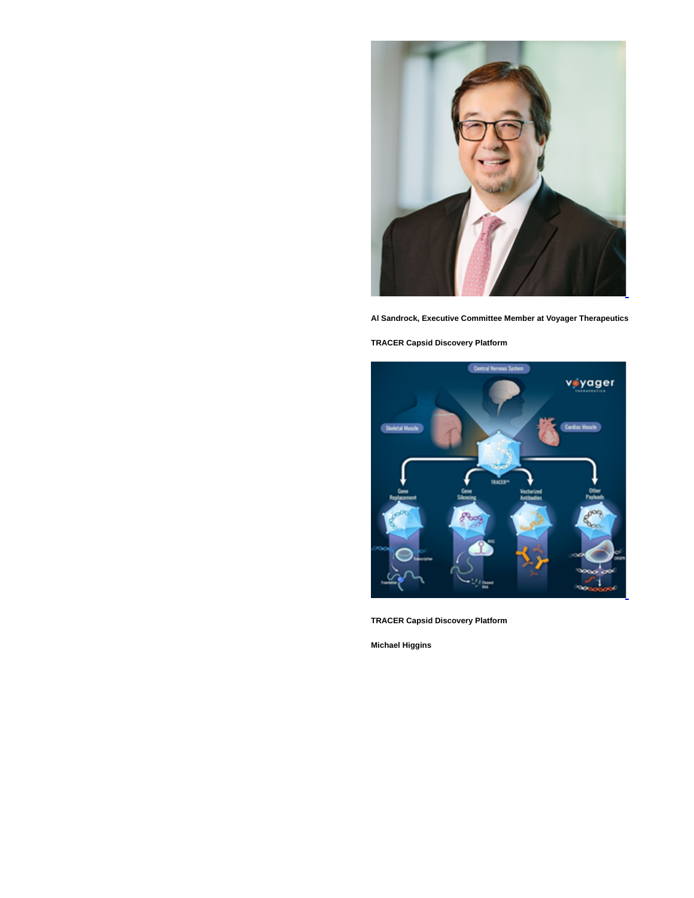**Al Sandrock, Executive Committee Member at Voyager Therapeutics**

**TRACER Capsid Discovery Platform**

**TRACER Capsid Discovery Platform**

**Michael Higgins**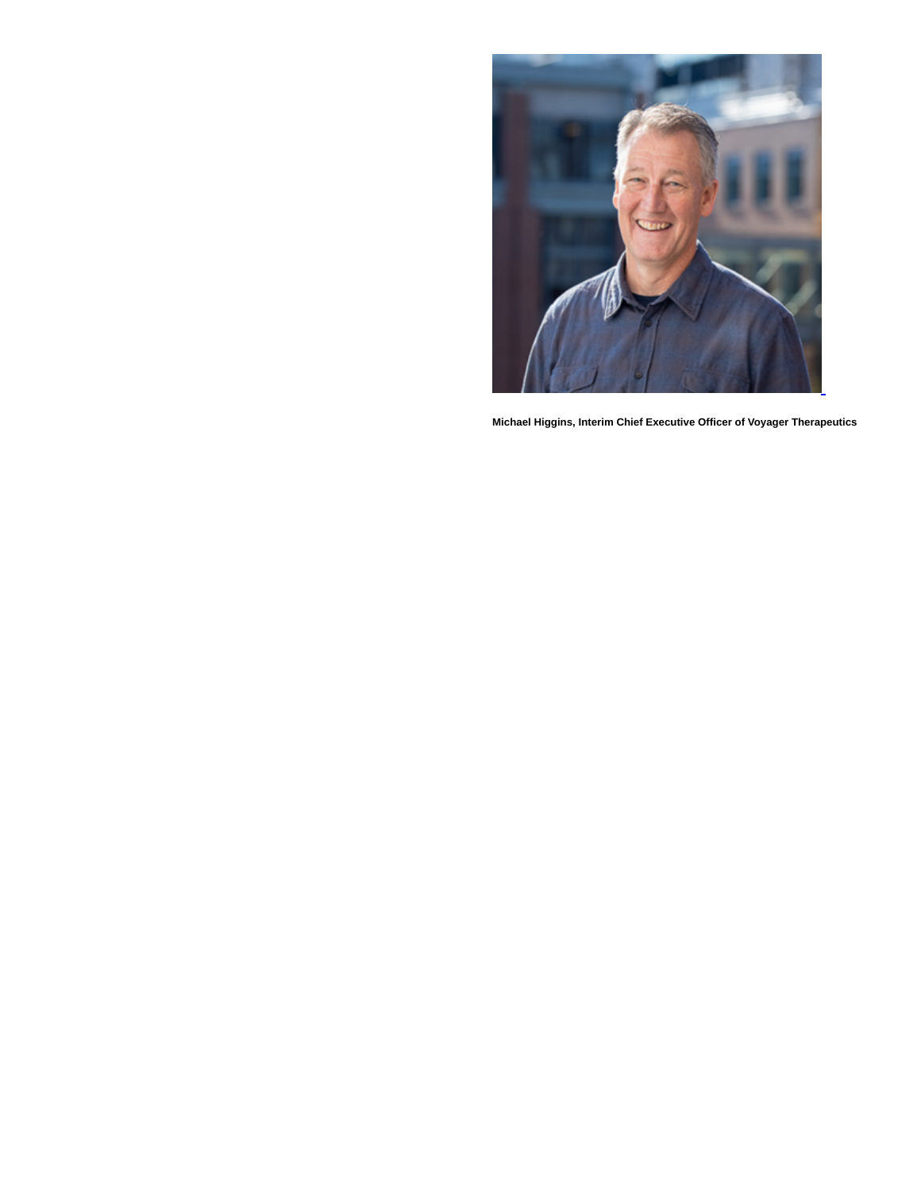**Michael Higgins, Interim Chief Executive Officer of Voyager Therapeutics**